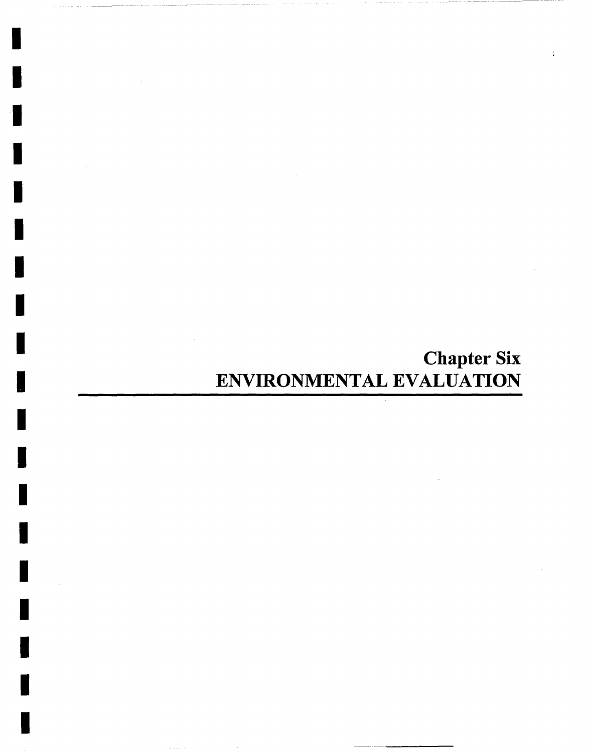# Chapter Six
# ENVIRONMENTAL EVALUATION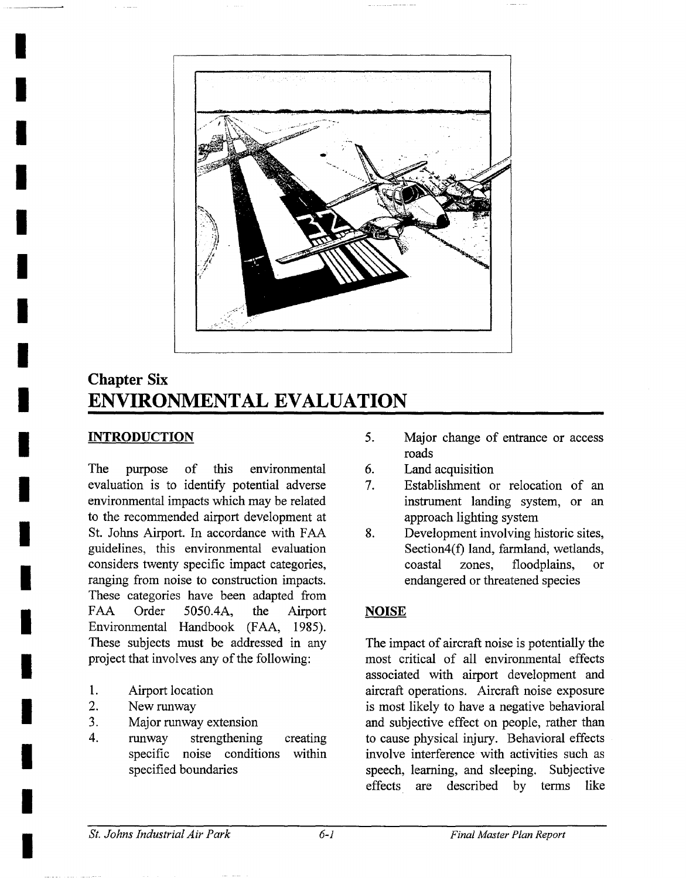## Chapter Six
# ENVIRONMENTAL EVALUATION

## INTRODUCTION

The purpose of this environmental evaluation is to identify potential adverse environmental impacts which may be related to the recommended airport development at St. Johns Airport. In accordance with FAA guidelines, this environmental evaluation considers twenty specific impact categories, ranging from noise to construction impacts. These categories have been adapted from FAA Order 5050.4A, the Airport Environmental Handbook (FAA, 1985). These subjects must be addressed in any project that involves any of the following:

1. Airport location
2. New runway
3. Major runway extension
4. runway strengthening creating specific noise conditions within specified boundaries
5. Major change of entrance or access roads
6. Land acquisition
7. Establishment or relocation of an instrument landing system, or an approach lighting system
8. Development involving historic sites, Section4(f) land, farmland, wetlands, coastal zones, floodplains, or endangered or threatened species

## NOISE

The impact of aircraft noise is potentially the most critical of all environmental effects associated with airport development and aircraft operations. Aircraft noise exposure is most likely to have a negative behavioral and subjective effect on people, rather than to cause physical injury. Behavioral effects involve interference with activities such as speech, learning, and sleeping. Subjective effects are described by terms like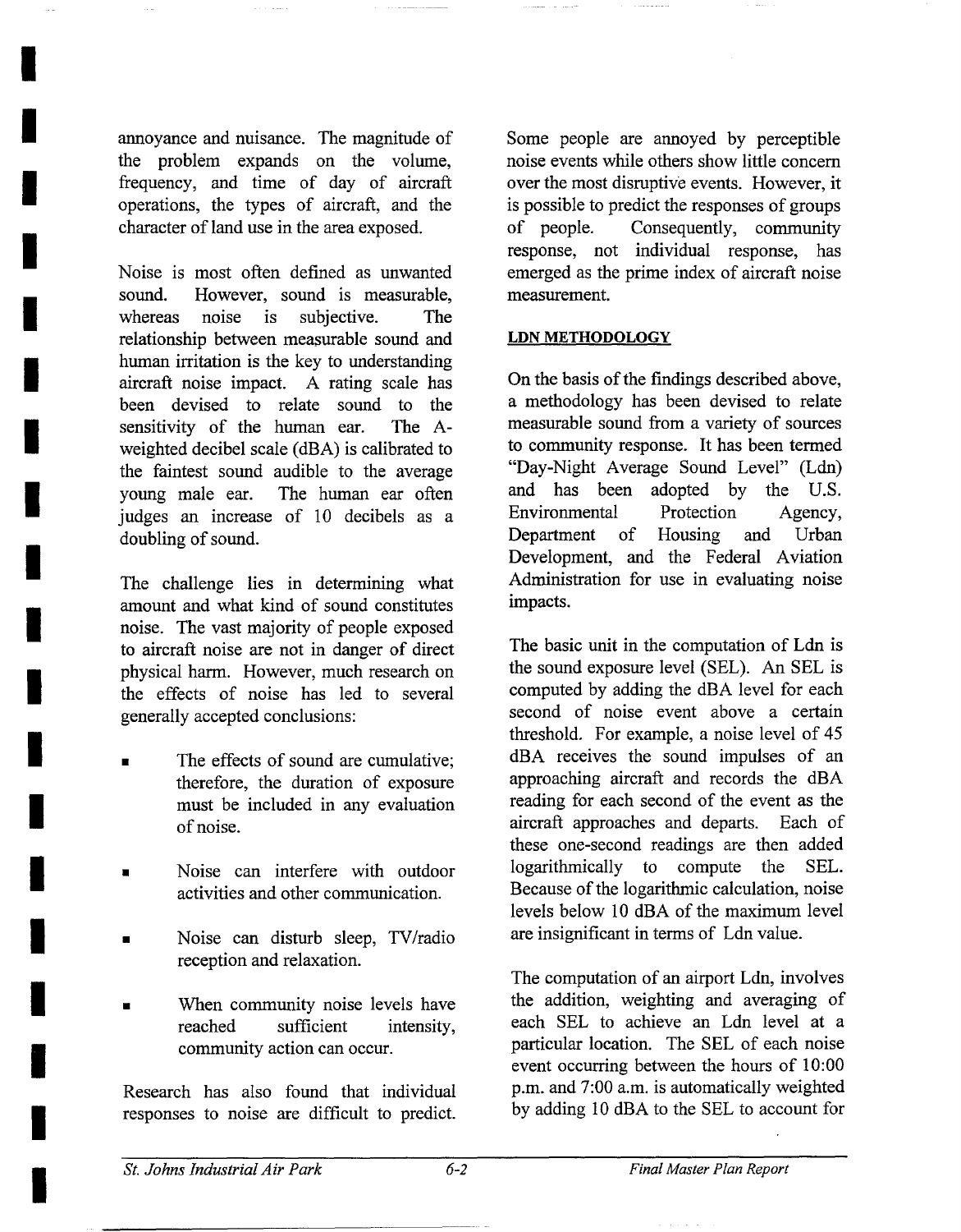annoyance and nuisance. The magnitude of the problem expands on the volume, frequency, and time of day of aircraft operations, the types of aircraft, and the character of land use in the area exposed.

Noise is most often defined as unwanted sound. However, sound is measurable, whereas noise is subjective. The relationship between measurable sound and human irritation is the key to understanding aircraft noise impact. A rating scale has been devised to relate sound to the sensitivity of the human ear. The A-weighted decibel scale (dBA) is calibrated to the faintest sound audible to the average young male ear. The human ear often judges an increase of 10 decibels as a doubling of sound.

The challenge lies in determining what amount and what kind of sound constitutes noise. The vast majority of people exposed to aircraft noise are not in danger of direct physical harm. However, much research on the effects of noise has led to several generally accepted conclusions:

- The effects of sound are cumulative; therefore, the duration of exposure must be included in any evaluation of noise.
- Noise can interfere with outdoor activities and other communication.
- Noise can disturb sleep, TV/radio reception and relaxation.
- When community noise levels have reached sufficient intensity, community action can occur.

Research has also found that individual responses to noise are difficult to predict. Some people are annoyed by perceptible noise events while others show little concern over the most disruptive events. However, it is possible to predict the responses of groups of people. Consequently, community response, not individual response, has emerged as the prime index of aircraft noise measurement.

## LDN METHODOLOGY

On the basis of the findings described above, a methodology has been devised to relate measurable sound from a variety of sources to community response. It has been termed "Day-Night Average Sound Level" (Ldn) and has been adopted by the U.S. Environmental Protection Agency, Department of Housing and Urban Development, and the Federal Aviation Administration for use in evaluating noise impacts.

The basic unit in the computation of Ldn is the sound exposure level (SEL). An SEL is computed by adding the dBA level for each second of noise event above a certain threshold. For example, a noise level of 45 dBA receives the sound impulses of an approaching aircraft and records the dBA reading for each second of the event as the aircraft approaches and departs. Each of these one-second readings are then added logarithmically to compute the SEL. Because of the logarithmic calculation, noise levels below 10 dBA of the maximum level are insignificant in terms of Ldn value.

The computation of an airport Ldn, involves the addition, weighting and averaging of each SEL to achieve an Ldn level at a particular location. The SEL of each noise event occurring between the hours of 10:00 p.m. and 7:00 a.m. is automatically weighted by adding 10 dBA to the SEL to account for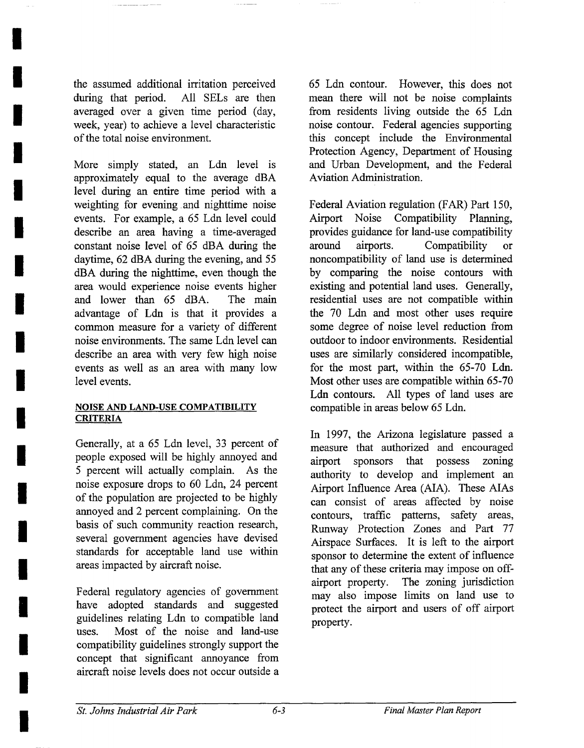the assumed additional irritation perceived during that period. All SELs are then averaged over a given time period (day, week, year) to achieve a level characteristic of the total noise environment.

More simply stated, an Ldn level is approximately equal to the average dBA level during an entire time period with a weighting for evening and nighttime noise events. For example, a 65 Ldn level could describe an area having a time-averaged constant noise level of 65 dBA during the daytime, 62 dBA during the evening, and 55 dBA during the nighttime, even though the area would experience noise events higher and lower than 65 dBA. The main advantage of Ldn is that it provides a common measure for a variety of different noise environments. The same Ldn level can describe an area with very few high noise events as well as an area with many low level events.

## NOISE AND LAND-USE COMPATIBILITY CRITERIA

Generally, at a 65 Ldn level, 33 percent of people exposed will be highly annoyed and 5 percent will actually complain. As the noise exposure drops to 60 Ldn, 24 percent of the population are projected to be highly annoyed and 2 percent complaining. On the basis of such community reaction research, several government agencies have devised standards for acceptable land use within areas impacted by aircraft noise.

Federal regulatory agencies of government have adopted standards and suggested guidelines relating Ldn to compatible land uses. Most of the noise and land-use compatibility guidelines strongly support the concept that significant annoyance from aircraft noise levels does not occur outside a 65 Ldn contour. However, this does not mean there will not be noise complaints from residents living outside the 65 Ldn noise contour. Federal agencies supporting this concept include the Environmental Protection Agency, Department of Housing and Urban Development, and the Federal Aviation Administration.

Federal Aviation regulation (FAR) Part 150, Airport Noise Compatibility Planning, provides guidance for land-use compatibility around airports. Compatibility or noncompatibility of land use is determined by comparing the noise contours with existing and potential land uses. Generally, residential uses are not compatible within the 70 Ldn and most other uses require some degree of noise level reduction from outdoor to indoor environments. Residential uses are similarly considered incompatible, for the most part, within the 65-70 Ldn. Most other uses are compatible within 65-70 Ldn contours. All types of land uses are compatible in areas below 65 Ldn.

In 1997, the Arizona legislature passed a measure that authorized and encouraged airport sponsors that possess zoning authority to develop and implement an Airport Influence Area (AIA). These AIAs can consist of areas affected by noise contours, traffic patterns, safety areas, Runway Protection Zones and Part 77 Airspace Surfaces. It is left to the airport sponsor to determine the extent of influence that any of these criteria may impose on off-airport property. The zoning jurisdiction may also impose limits on land use to protect the airport and users of off airport property.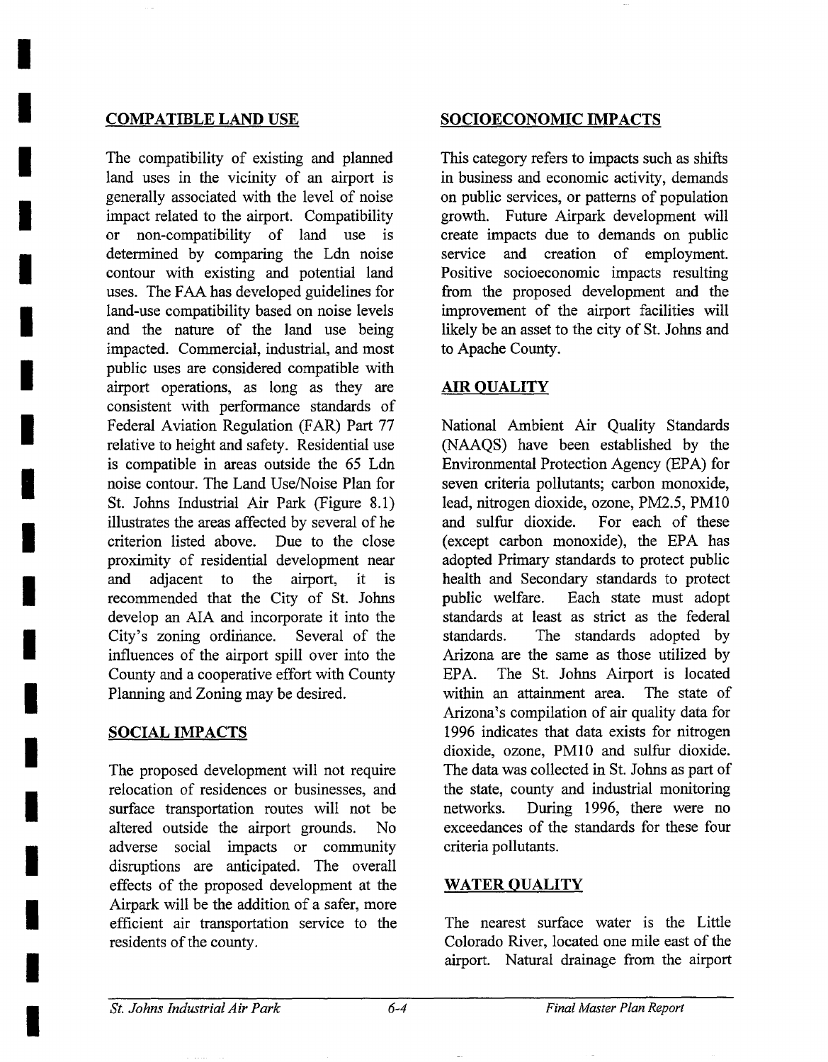## COMPATIBLE LAND USE

The compatibility of existing and planned land uses in the vicinity of an airport is generally associated with the level of noise impact related to the airport. Compatibility or non-compatibility of land use is determined by comparing the Ldn noise contour with existing and potential land uses. The FAA has developed guidelines for land-use compatibility based on noise levels and the nature of the land use being impacted. Commercial, industrial, and most public uses are considered compatible with airport operations, as long as they are consistent with performance standards of Federal Aviation Regulation (FAR) Part 77 relative to height and safety. Residential use is compatible in areas outside the 65 Ldn noise contour. The Land Use/Noise Plan for St. Johns Industrial Air Park (Figure 8.1) illustrates the areas affected by several of he criterion listed above. Due to the close proximity of residential development near and adjacent to the airport, it is recommended that the City of St. Johns develop an AIA and incorporate it into the City's zoning ordinance. Several of the influences of the airport spill over into the County and a cooperative effort with County Planning and Zoning may be desired.

## SOCIAL IMPACTS

The proposed development will not require relocation of residences or businesses, and surface transportation routes will not be altered outside the airport grounds. No adverse social impacts or community disruptions are anticipated. The overall effects of the proposed development at the Airpark will be the addition of a safer, more efficient air transportation service to the residents of the county.

## SOCIOECONOMIC IMPACTS

This category refers to impacts such as shifts in business and economic activity, demands on public services, or patterns of population growth. Future Airpark development will create impacts due to demands on public service and creation of employment. Positive socioeconomic impacts resulting from the proposed development and the improvement of the airport facilities will likely be an asset to the city of St. Johns and to Apache County.

## AIR QUALITY

National Ambient Air Quality Standards (NAAQS) have been established by the Environmental Protection Agency (EPA) for seven criteria pollutants; carbon monoxide, lead, nitrogen dioxide, ozone, PM2.5, PM10 and sulfur dioxide. For each of these (except carbon monoxide), the EPA has adopted Primary standards to protect public health and Secondary standards to protect public welfare. Each state must adopt standards at least as strict as the federal standards. The standards adopted by Arizona are the same as those utilized by EPA. The St. Johns Airport is located within an attainment area. The state of Arizona's compilation of air quality data for 1996 indicates that data exists for nitrogen dioxide, ozone, PM10 and sulfur dioxide. The data was collected in St. Johns as part of the state, county and industrial monitoring networks. During 1996, there were no exceedances of the standards for these four criteria pollutants.

## WATER QUALITY

The nearest surface water is the Little Colorado River, located one mile east of the airport. Natural drainage from the airport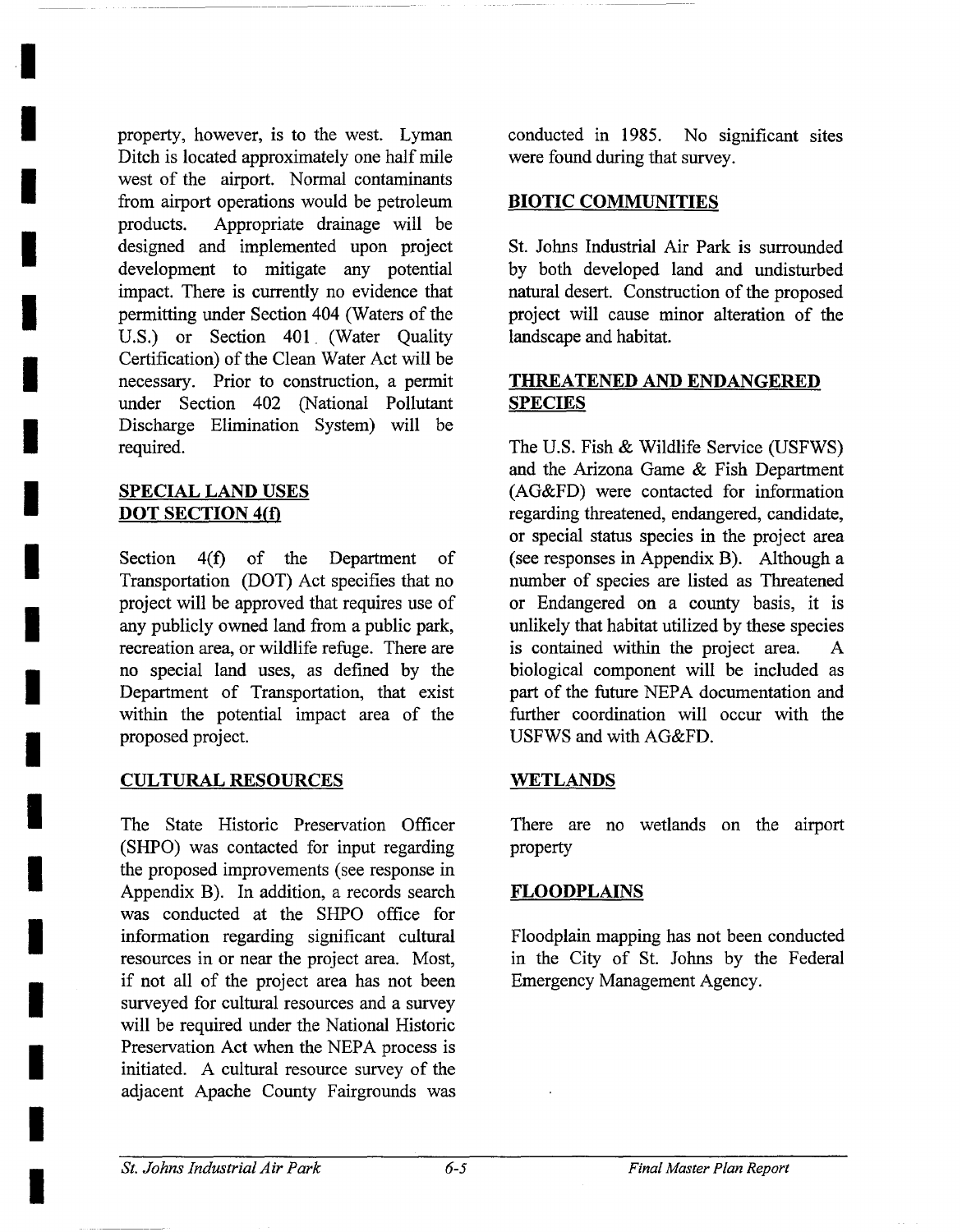property, however, is to the west. Lyman Ditch is located approximately one half mile west of the airport. Normal contaminants from airport operations would be petroleum products. Appropriate drainage will be designed and implemented upon project development to mitigate any potential impact. There is currently no evidence that permitting under Section 404 (Waters of the U.S.) or Section 401 (Water Quality Certification) of the Clean Water Act will be necessary. Prior to construction, a permit under Section 402 (National Pollutant Discharge Elimination System) will be required.

## SPECIAL LAND USES DOT SECTION 4(f)

Section 4(f) of the Department of Transportation (DOT) Act specifies that no project will be approved that requires use of any publicly owned land from a public park, recreation area, or wildlife refuge. There are no special land uses, as defined by the Department of Transportation, that exist within the potential impact area of the proposed project.

## CULTURAL RESOURCES

The State Historic Preservation Officer (SHPO) was contacted for input regarding the proposed improvements (see response in Appendix B). In addition, a records search was conducted at the SHPO office for information regarding significant cultural resources in or near the project area. Most, if not all of the project area has not been surveyed for cultural resources and a survey will be required under the National Historic Preservation Act when the NEPA process is initiated. A cultural resource survey of the adjacent Apache County Fairgrounds was conducted in 1985. No significant sites were found during that survey.

## BIOTIC COMMUNITIES

St. Johns Industrial Air Park is surrounded by both developed land and undisturbed natural desert. Construction of the proposed project will cause minor alteration of the landscape and habitat.

## THREATENED AND ENDANGERED SPECIES

The U.S. Fish & Wildlife Service (USFWS) and the Arizona Game & Fish Department (AG&FD) were contacted for information regarding threatened, endangered, candidate, or special status species in the project area (see responses in Appendix B). Although a number of species are listed as Threatened or Endangered on a county basis, it is unlikely that habitat utilized by these species is contained within the project area. A biological component will be included as part of the future NEPA documentation and further coordination will occur with the USFWS and with AG&FD.

## WETLANDS

There are no wetlands on the airport property

## FLOODPLAINS

Floodplain mapping has not been conducted in the City of St. Johns by the Federal Emergency Management Agency.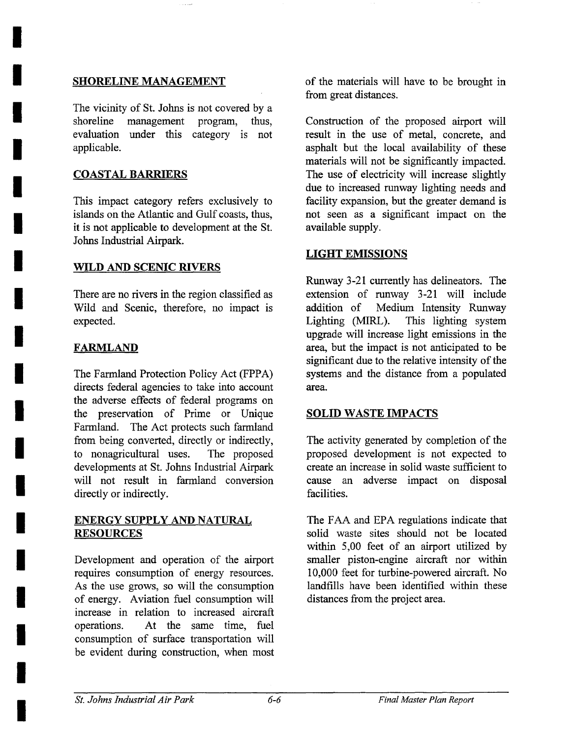## SHORELINE MANAGEMENT

The vicinity of St. Johns is not covered by a shoreline management program, thus, evaluation under this category is not applicable.

## COASTAL BARRIERS

This impact category refers exclusively to islands on the Atlantic and Gulf coasts, thus, it is not applicable to development at the St. Johns Industrial Airpark.

## WILD AND SCENIC RIVERS

There are no rivers in the region classified as Wild and Scenic, therefore, no impact is expected.

## FARMLAND

The Farmland Protection Policy Act (FPPA) directs federal agencies to take into account the adverse effects of federal programs on the preservation of Prime or Unique Farmland. The Act protects such farmland from being converted, directly or indirectly, to nonagricultural uses. The proposed developments at St. Johns Industrial Airpark will not result in farmland conversion directly or indirectly.

## ENERGY SUPPLY AND NATURAL RESOURCES

Development and operation of the airport requires consumption of energy resources. As the use grows, so will the consumption of energy. Aviation fuel consumption will increase in relation to increased aircraft operations. At the same time, fuel consumption of surface transportation will be evident during construction, when most of the materials will have to be brought in from great distances.

Construction of the proposed airport will result in the use of metal, concrete, and asphalt but the local availability of these materials will not be significantly impacted. The use of electricity will increase slightly due to increased runway lighting needs and facility expansion, but the greater demand is not seen as a significant impact on the available supply.

## LIGHT EMISSIONS

Runway 3-21 currently has delineators. The extension of runway 3-21 will include addition of Medium Intensity Runway Lighting (MIRL). This lighting system upgrade will increase light emissions in the area, but the impact is not anticipated to be significant due to the relative intensity of the systems and the distance from a populated area.

## SOLID WASTE IMPACTS

The activity generated by completion of the proposed development is not expected to create an increase in solid waste sufficient to cause an adverse impact on disposal facilities.

The FAA and EPA regulations indicate that solid waste sites should not be located within 5,00 feet of an airport utilized by smaller piston-engine aircraft nor within 10,000 feet for turbine-powered aircraft. No landfills have been identified within these distances from the project area.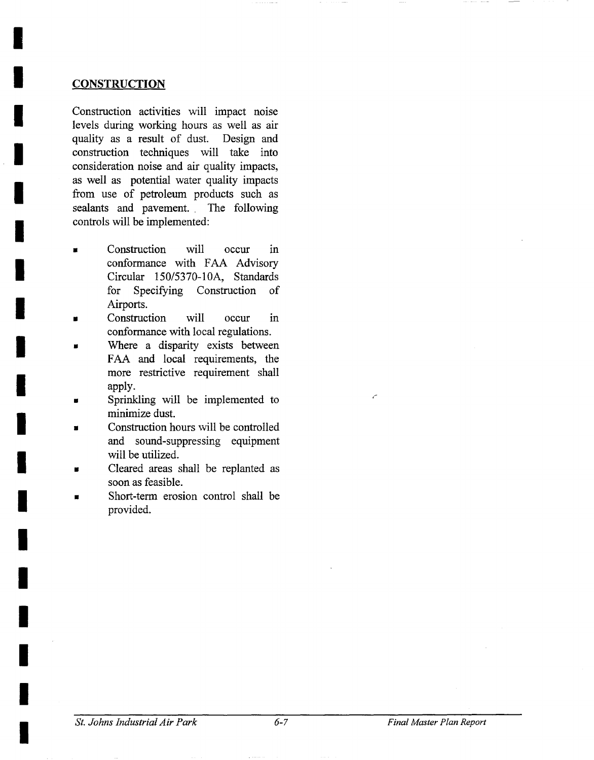## CONSTRUCTION

Construction activities will impact noise levels during working hours as well as air quality as a result of dust. Design and construction techniques will take into consideration noise and air quality impacts, as well as potential water quality impacts from use of petroleum products such as sealants and pavement. The following controls will be implemented:

- Construction will occur in conformance with FAA Advisory Circular 150/5370-10A, Standards for Specifying Construction of Airports.
- Construction will occur in conformance with local regulations.
- Where a disparity exists between FAA and local requirements, the more restrictive requirement shall apply.
- Sprinkling will be implemented to minimize dust.
- Construction hours will be controlled and sound-suppressing equipment will be utilized.
- Cleared areas shall be replanted as soon as feasible.
- Short-term erosion control shall be provided.